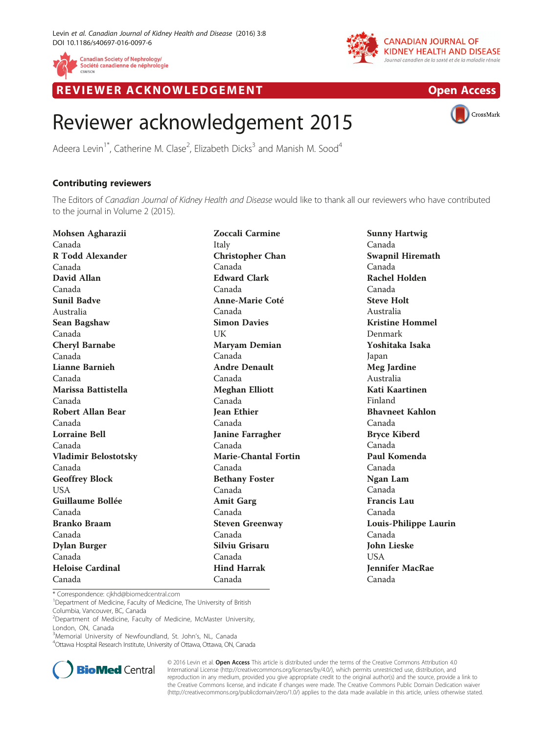REVIEWER ACKNOWLEDGEMENT

Open Access

# Reviewer acknowledgement 2015

Adeera Levin[1*], Catherine M. Clase[2], Elizabeth Dicks[3] and Manish M. Sood[4]

## Contributing reviewers

The Editors of *Canadian Journal of Kidney Health and Disease* would like to thank all our reviewers who have contributed to the journal in Volume 2 (2015).

**Mohsen Agharazii**
Canada

**R Todd Alexander**
Canada

**David Allan**
Canada

**Sunil Badve**
Australia

**Sean Bagshaw**
Canada

**Cheryl Barnabe**
Canada

**Lianne Barnieh**
Canada

**Marissa Battistella**
Canada

**Robert Allan Bear**
Canada

**Lorraine Bell**
Canada

**Vladimir Belostotsky**
Canada

**Geoffrey Block**
USA

**Guillaume Bollée**
Canada

**Branko Braam**
Canada

**Dylan Burger**
Canada

**Heloise Cardinal**
Canada

**Zoccali Carmine**
Italy

**Christopher Chan**
Canada

**Edward Clark**
Canada

**Anne-Marie Coté**
Canada

**Simon Davies**
UK

**Maryam Demian**
Canada

**Andre Denault**
Canada

**Meghan Elliott**
Canada

**Jean Ethier**
Canada

**Janine Farragher**
Canada

**Marie-Chantal Fortin**
Canada

**Bethany Foster**
Canada

**Amit Garg**
Canada

**Steven Greenway**
Canada

**Silviu Grisaru**
Canada

**Hind Harrak**
Canada

**Sunny Hartwig**
Canada

**Swapnil Hiremath**
Canada

**Rachel Holden**
Canada

**Steve Holt**
Australia

**Kristine Hommel**
Denmark

**Yoshitaka Isaka**
Japan

**Meg Jardine**
Australia

**Kati Kaartinen**
Finland

**Bhavneet Kahlon**
Canada

**Bryce Kiberd**
Canada

**Paul Komenda**
Canada

**Ngan Lam**
Canada

**Francis Lau**
Canada

**Louis-Philippe Laurin**
Canada

**John Lieske**
USA

**Jennifer MacRae**
Canada

\* Correspondence: cjkhd@biomedcentral.com
[1]Department of Medicine, Faculty of Medicine, The University of British Columbia, Vancouver, BC, Canada
[2]Department of Medicine, Faculty of Medicine, McMaster University, London, ON, Canada
[3]Memorial University of Newfoundland, St. John's, NL, Canada
[4]Ottawa Hospital Research Institute, University of Ottawa, Ottawa, ON, Canada

© 2016 Levin et al. **Open Access** This article is distributed under the terms of the Creative Commons Attribution 4.0 International License (http://creativecommons.org/licenses/by/4.0/), which permits unrestricted use, distribution, and reproduction in any medium, provided you give appropriate credit to the original author(s) and the source, provide a link to the Creative Commons license, and indicate if changes were made. The Creative Commons Public Domain Dedication waiver (http://creativecommons.org/publicdomain/zero/1.0/) applies to the data made available in this article, unless otherwise stated.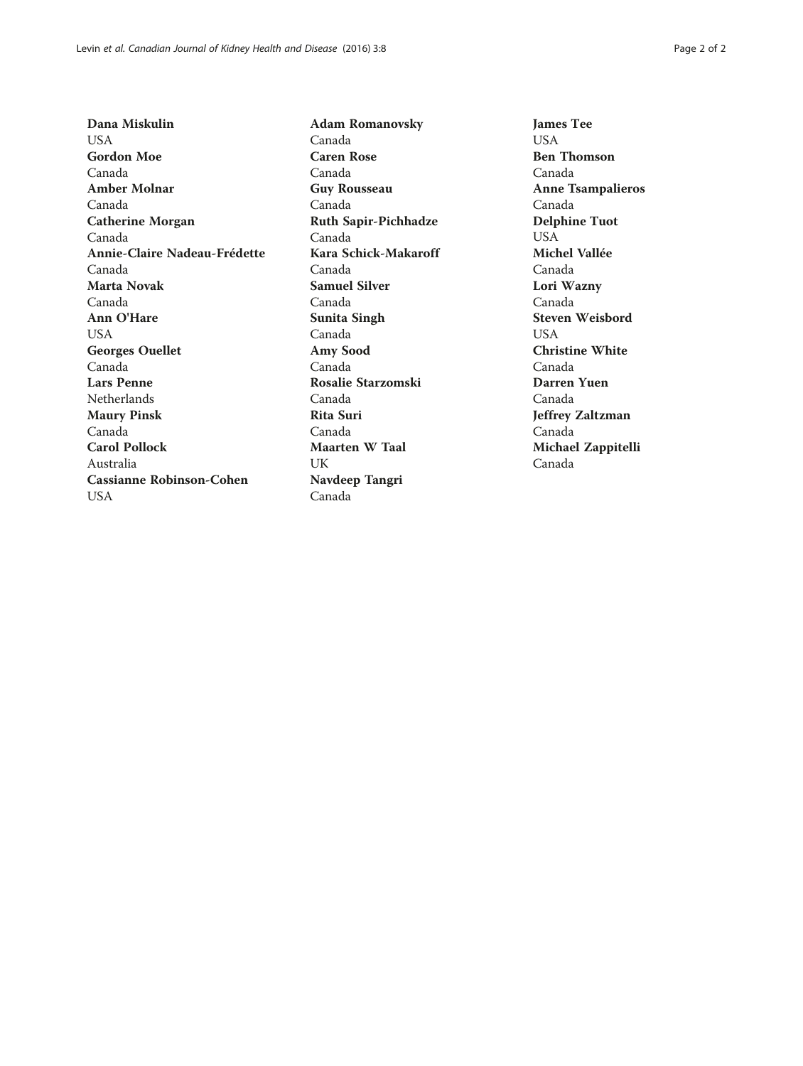**Dana Miskulin**
USA
**Gordon Moe**
Canada
**Amber Molnar**
Canada
**Catherine Morgan**
Canada
**Annie-Claire Nadeau-Frédette**
Canada
**Marta Novak**
Canada
**Ann O'Hare**
USA
**Georges Ouellet**
Canada
**Lars Penne**
Netherlands
**Maury Pinsk**
Canada
**Carol Pollock**
Australia
**Cassianne Robinson-Cohen**
USA
**Adam Romanovsky**
Canada
**Caren Rose**
Canada
**Guy Rousseau**
Canada
**Ruth Sapir-Pichhadze**
Canada
**Kara Schick-Makaroff**
Canada
**Samuel Silver**
Canada
**Sunita Singh**
Canada
**Amy Sood**
Canada
**Rosalie Starzomski**
Canada
**Rita Suri**
Canada
**Maarten W Taal**
UK
**Navdeep Tangri**
Canada
**James Tee**
USA
**Ben Thomson**
Canada
**Anne Tsampalieros**
Canada
**Delphine Tuot**
USA
**Michel Vallée**
Canada
**Lori Wazny**
Canada
**Steven Weisbord**
USA
**Christine White**
Canada
**Darren Yuen**
Canada
**Jeffrey Zaltzman**
Canada
**Michael Zappitelli**
Canada